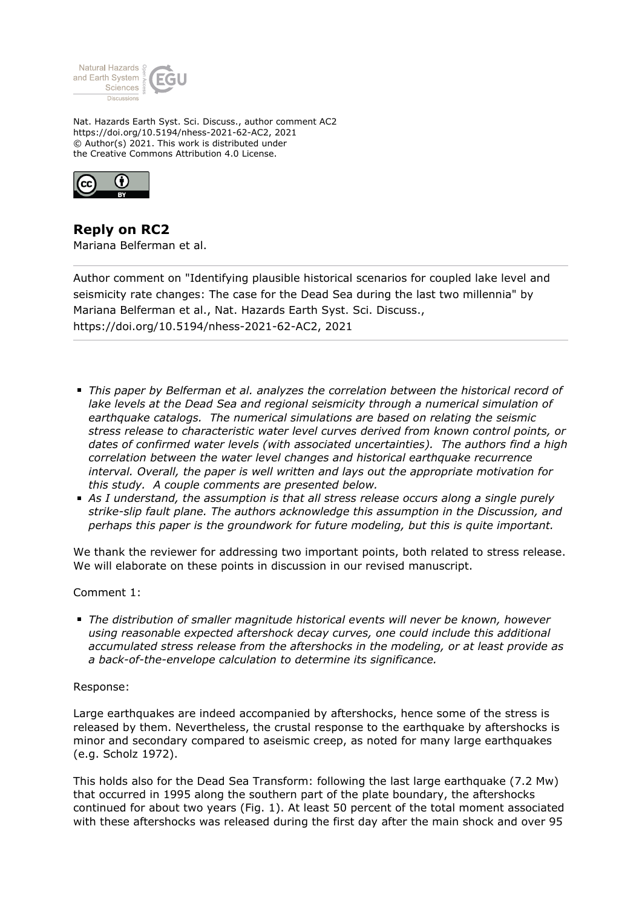Nat. Hazards Earth Syst. Sci. Discuss., author comment AC2
https://doi.org/10.5194/nhess-2021-62-AC2, 2021
© Author(s) 2021. This work is distributed under
the Creative Commons Attribution 4.0 License.

## Reply on RC2

Mariana Belferman et al.

---

Author comment on "Identifying plausible historical scenarios for coupled lake level and seismicity rate changes: The case for the Dead Sea during the last two millennia" by Mariana Belferman et al., Nat. Hazards Earth Syst. Sci. Discuss., https://doi.org/10.5194/nhess-2021-62-AC2, 2021

---

- *This paper by Belferman et al. analyzes the correlation between the historical record of lake levels at the Dead Sea and regional seismicity through a numerical simulation of earthquake catalogs. The numerical simulations are based on relating the seismic stress release to characteristic water level curves derived from known control points, or dates of confirmed water levels (with associated uncertainties). The authors find a high correlation between the water level changes and historical earthquake recurrence interval. Overall, the paper is well written and lays out the appropriate motivation for this study. A couple comments are presented below.*
- *As I understand, the assumption is that all stress release occurs along a single purely strike-slip fault plane. The authors acknowledge this assumption in the Discussion, and perhaps this paper is the groundwork for future modeling, but this is quite important.*

We thank the reviewer for addressing two important points, both related to stress release. We will elaborate on these points in discussion in our revised manuscript.

Comment 1:

- *The distribution of smaller magnitude historical events will never be known, however using reasonable expected aftershock decay curves, one could include this additional accumulated stress release from the aftershocks in the modeling, or at least provide as a back-of-the-envelope calculation to determine its significance.*

Response:

Large earthquakes are indeed accompanied by aftershocks, hence some of the stress is released by them. Nevertheless, the crustal response to the earthquake by aftershocks is minor and secondary compared to aseismic creep, as noted for many large earthquakes (e.g. Scholz 1972).

This holds also for the Dead Sea Transform: following the last large earthquake (7.2 Mw) that occurred in 1995 along the southern part of the plate boundary, the aftershocks continued for about two years (Fig. 1). At least 50 percent of the total moment associated with these aftershocks was released during the first day after the main shock and over 95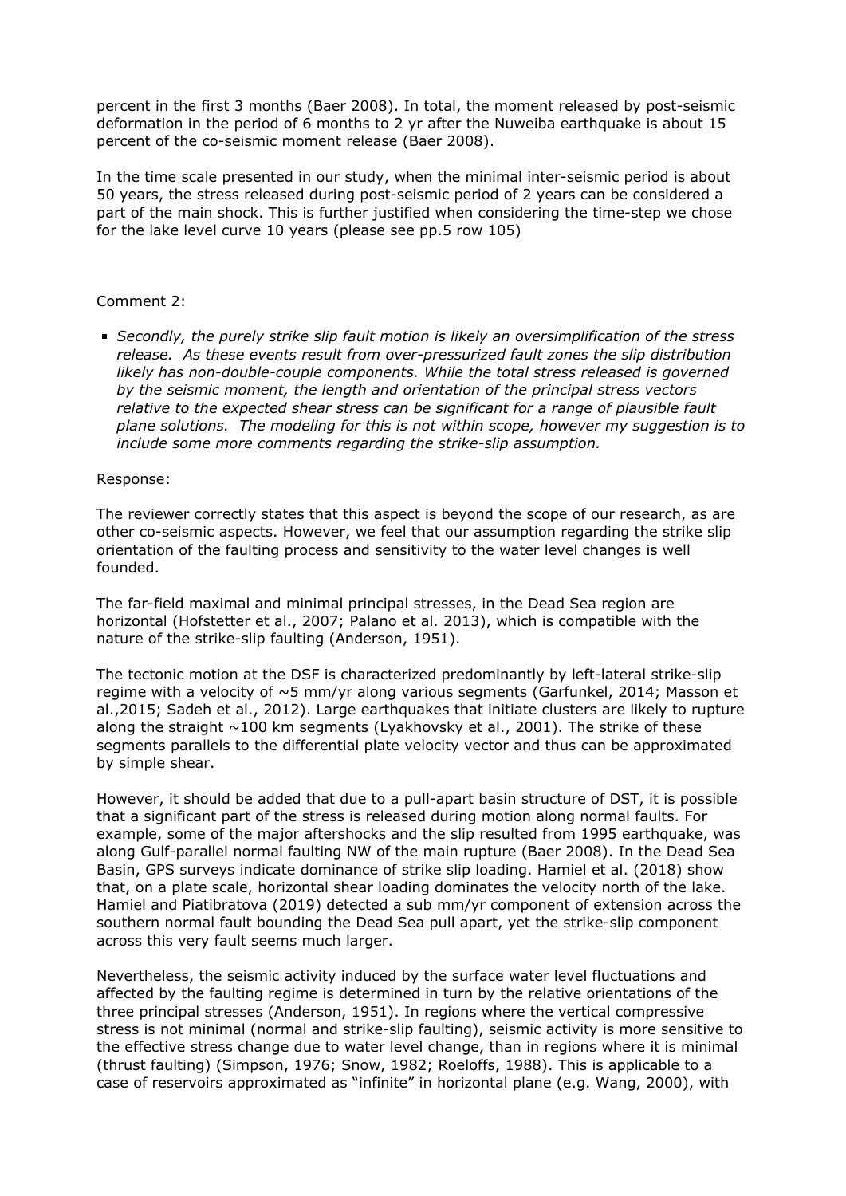percent in the first 3 months (Baer 2008). In total, the moment released by post-seismic deformation in the period of 6 months to 2 yr after the Nuweiba earthquake is about 15 percent of the co-seismic moment release (Baer 2008).

In the time scale presented in our study, when the minimal inter-seismic period is about 50 years, the stress released during post-seismic period of 2 years can be considered a part of the main shock. This is further justified when considering the time-step we chose for the lake level curve 10 years (please see pp.5 row 105)

Comment 2:

- *Secondly, the purely strike slip fault motion is likely an oversimplification of the stress release. As these events result from over-pressurized fault zones the slip distribution likely has non-double-couple components. While the total stress released is governed by the seismic moment, the length and orientation of the principal stress vectors relative to the expected shear stress can be significant for a range of plausible fault plane solutions. The modeling for this is not within scope, however my suggestion is to include some more comments regarding the strike-slip assumption.*

Response:

The reviewer correctly states that this aspect is beyond the scope of our research, as are other co-seismic aspects. However, we feel that our assumption regarding the strike slip orientation of the faulting process and sensitivity to the water level changes is well founded.

The far-field maximal and minimal principal stresses, in the Dead Sea region are horizontal (Hofstetter et al., 2007; Palano et al. 2013), which is compatible with the nature of the strike-slip faulting (Anderson, 1951).

The tectonic motion at the DSF is characterized predominantly by left-lateral strike-slip regime with a velocity of ~5 mm/yr along various segments (Garfunkel, 2014; Masson et al.,2015; Sadeh et al., 2012). Large earthquakes that initiate clusters are likely to rupture along the straight ~100 km segments (Lyakhovsky et al., 2001). The strike of these segments parallels to the differential plate velocity vector and thus can be approximated by simple shear.

However, it should be added that due to a pull-apart basin structure of DST, it is possible that a significant part of the stress is released during motion along normal faults. For example, some of the major aftershocks and the slip resulted from 1995 earthquake, was along Gulf-parallel normal faulting NW of the main rupture (Baer 2008). In the Dead Sea Basin, GPS surveys indicate dominance of strike slip loading. Hamiel et al. (2018) show that, on a plate scale, horizontal shear loading dominates the velocity north of the lake. Hamiel and Piatibratova (2019) detected a sub mm/yr component of extension across the southern normal fault bounding the Dead Sea pull apart, yet the strike-slip component across this very fault seems much larger.

Nevertheless, the seismic activity induced by the surface water level fluctuations and affected by the faulting regime is determined in turn by the relative orientations of the three principal stresses (Anderson, 1951). In regions where the vertical compressive stress is not minimal (normal and strike-slip faulting), seismic activity is more sensitive to the effective stress change due to water level change, than in regions where it is minimal (thrust faulting) (Simpson, 1976; Snow, 1982; Roeloffs, 1988). This is applicable to a case of reservoirs approximated as "infinite" in horizontal plane (e.g. Wang, 2000), with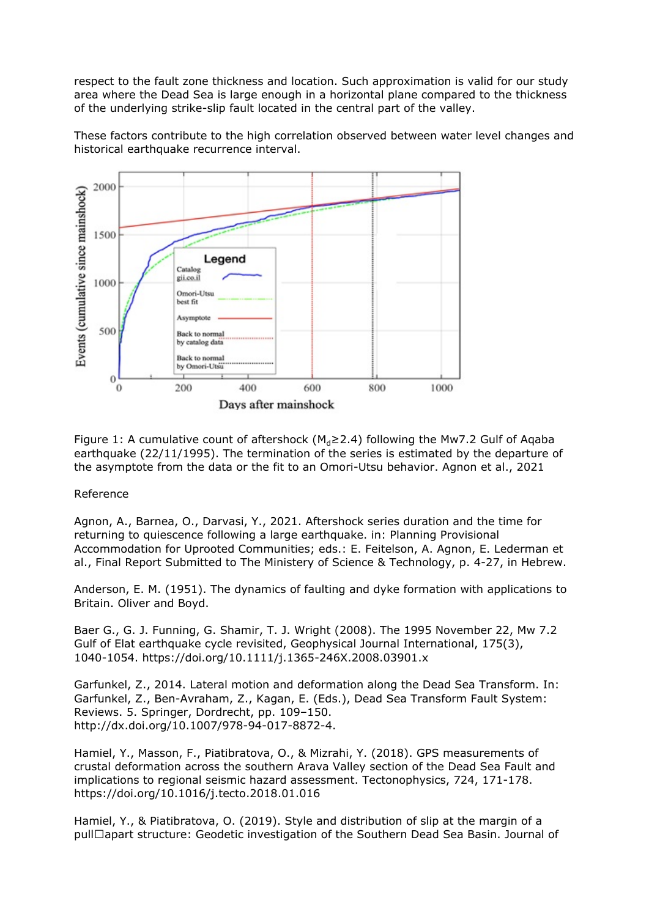respect to the fault zone thickness and location. Such approximation is valid for our study area where the Dead Sea is large enough in a horizontal plane compared to the thickness of the underlying strike-slip fault located in the central part of the valley.

These factors contribute to the high correlation observed between water level changes and historical earthquake recurrence interval.

Figure 1: A cumulative count of aftershock ($M_d \geq 2.4$) following the Mw7.2 Gulf of Aqaba earthquake (22/11/1995). The termination of the series is estimated by the departure of the asymptote from the data or the fit to an Omori-Utsu behavior. Agnon et al., 2021

Reference

Agnon, A., Barnea, O., Darvasi, Y., 2021. Aftershock series duration and the time for returning to quiescence following a large earthquake. in: Planning Provisional Accommodation for Uprooted Communities; eds.: E. Feitelson, A. Agnon, E. Lederman et al., Final Report Submitted to The Ministery of Science & Technology, p. 4-27, in Hebrew.

Anderson, E. M. (1951). The dynamics of faulting and dyke formation with applications to Britain. Oliver and Boyd.

Baer G., G. J. Funning, G. Shamir, T. J. Wright (2008). The 1995 November 22, Mw 7.2 Gulf of Elat earthquake cycle revisited, Geophysical Journal International, 175(3), 1040-1054. https://doi.org/10.1111/j.1365-246X.2008.03901.x

Garfunkel, Z., 2014. Lateral motion and deformation along the Dead Sea Transform. In: Garfunkel, Z., Ben-Avraham, Z., Kagan, E. (Eds.), Dead Sea Transform Fault System: Reviews. 5. Springer, Dordrecht, pp. 109–150. http://dx.doi.org/10.1007/978-94-017-8872-4.

Hamiel, Y., Masson, F., Piatibratova, O., & Mizrahi, Y. (2018). GPS measurements of crustal deformation across the southern Arava Valley section of the Dead Sea Fault and implications to regional seismic hazard assessment. Tectonophysics, 724, 171-178. https://doi.org/10.1016/j.tecto.2018.01.016

Hamiel, Y., & Piatibratova, O. (2019). Style and distribution of slip at the margin of a pull□apart structure: Geodetic investigation of the Southern Dead Sea Basin. Journal of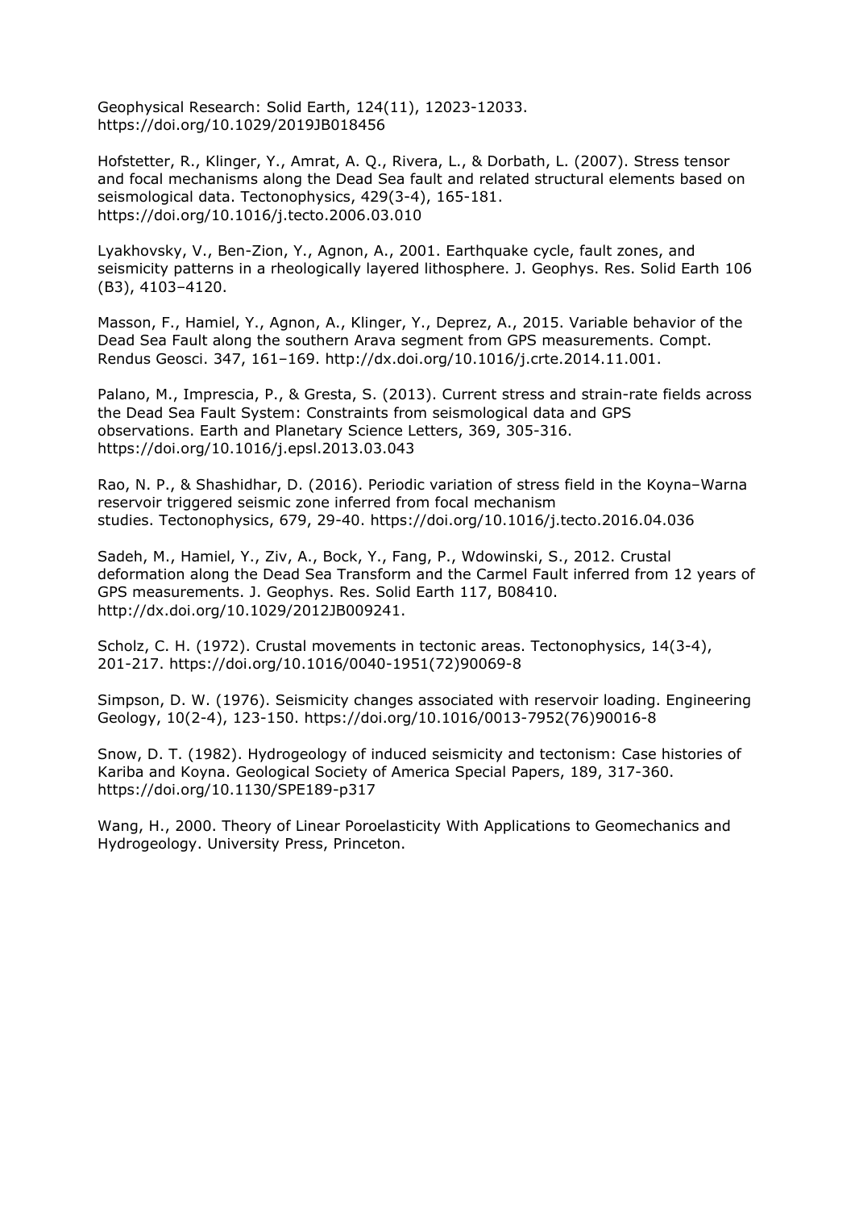Geophysical Research: Solid Earth, 124(11), 12023-12033. https://doi.org/10.1029/2019JB018456

Hofstetter, R., Klinger, Y., Amrat, A. Q., Rivera, L., & Dorbath, L. (2007). Stress tensor and focal mechanisms along the Dead Sea fault and related structural elements based on seismological data. Tectonophysics, 429(3-4), 165-181. https://doi.org/10.1016/j.tecto.2006.03.010

Lyakhovsky, V., Ben-Zion, Y., Agnon, A., 2001. Earthquake cycle, fault zones, and seismicity patterns in a rheologically layered lithosphere. J. Geophys. Res. Solid Earth 106 (B3), 4103–4120.

Masson, F., Hamiel, Y., Agnon, A., Klinger, Y., Deprez, A., 2015. Variable behavior of the Dead Sea Fault along the southern Arava segment from GPS measurements. Compt. Rendus Geosci. 347, 161–169. http://dx.doi.org/10.1016/j.crte.2014.11.001.

Palano, M., Imprescia, P., & Gresta, S. (2013). Current stress and strain-rate fields across the Dead Sea Fault System: Constraints from seismological data and GPS observations. Earth and Planetary Science Letters, 369, 305-316. https://doi.org/10.1016/j.epsl.2013.03.043

Rao, N. P., & Shashidhar, D. (2016). Periodic variation of stress field in the Koyna–Warna reservoir triggered seismic zone inferred from focal mechanism studies. Tectonophysics, 679, 29-40. https://doi.org/10.1016/j.tecto.2016.04.036

Sadeh, M., Hamiel, Y., Ziv, A., Bock, Y., Fang, P., Wdowinski, S., 2012. Crustal deformation along the Dead Sea Transform and the Carmel Fault inferred from 12 years of GPS measurements. J. Geophys. Res. Solid Earth 117, B08410. http://dx.doi.org/10.1029/2012JB009241.

Scholz, C. H. (1972). Crustal movements in tectonic areas. Tectonophysics, 14(3-4), 201-217. https://doi.org/10.1016/0040-1951(72)90069-8

Simpson, D. W. (1976). Seismicity changes associated with reservoir loading. Engineering Geology, 10(2-4), 123-150. https://doi.org/10.1016/0013-7952(76)90016-8

Snow, D. T. (1982). Hydrogeology of induced seismicity and tectonism: Case histories of Kariba and Koyna. Geological Society of America Special Papers, 189, 317-360. https://doi.org/10.1130/SPE189-p317

Wang, H., 2000. Theory of Linear Poroelasticity With Applications to Geomechanics and Hydrogeology. University Press, Princeton.